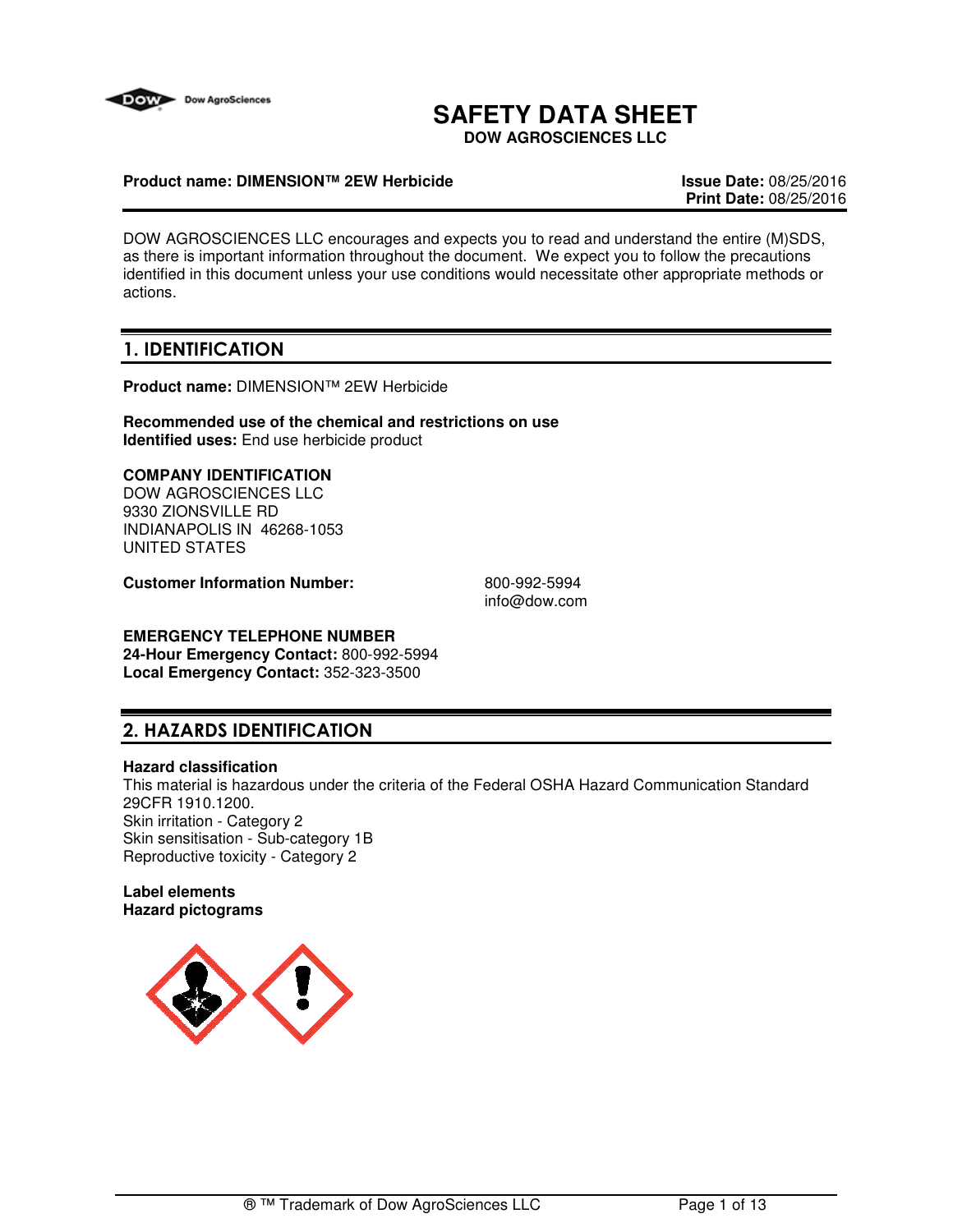# SAFETY DATA SHEET

**DOW AGROSCIENCES LLC**

**Product name: DIMENSION™ 2EW Herbicide**

**Issue Date:** 08/25/2016
**Print Date:** 08/25/2016

DOW AGROSCIENCES LLC encourages and expects you to read and understand the entire (M)SDS, as there is important information throughout the document. We expect you to follow the precautions identified in this document unless your use conditions would necessitate other appropriate methods or actions.

## 1. IDENTIFICATION

**Product name:** DIMENSION™ 2EW Herbicide

**Recommended use of the chemical and restrictions on use**
**Identified uses:** End use herbicide product

**COMPANY IDENTIFICATION**
DOW AGROSCIENCES LLC
9330 ZIONSVILLE RD
INDIANAPOLIS IN 46268-1053
UNITED STATES

**Customer Information Number:** 800-992-5994
info@dow.com

**EMERGENCY TELEPHONE NUMBER**
**24-Hour Emergency Contact:** 800-992-5994
**Local Emergency Contact:** 352-323-3500

## 2. HAZARDS IDENTIFICATION

**Hazard classification**
This material is hazardous under the criteria of the Federal OSHA Hazard Communication Standard 29CFR 1910.1200.
Skin irritation - Category 2
Skin sensitisation - Sub-category 1B
Reproductive toxicity - Category 2

**Label elements**
**Hazard pictograms**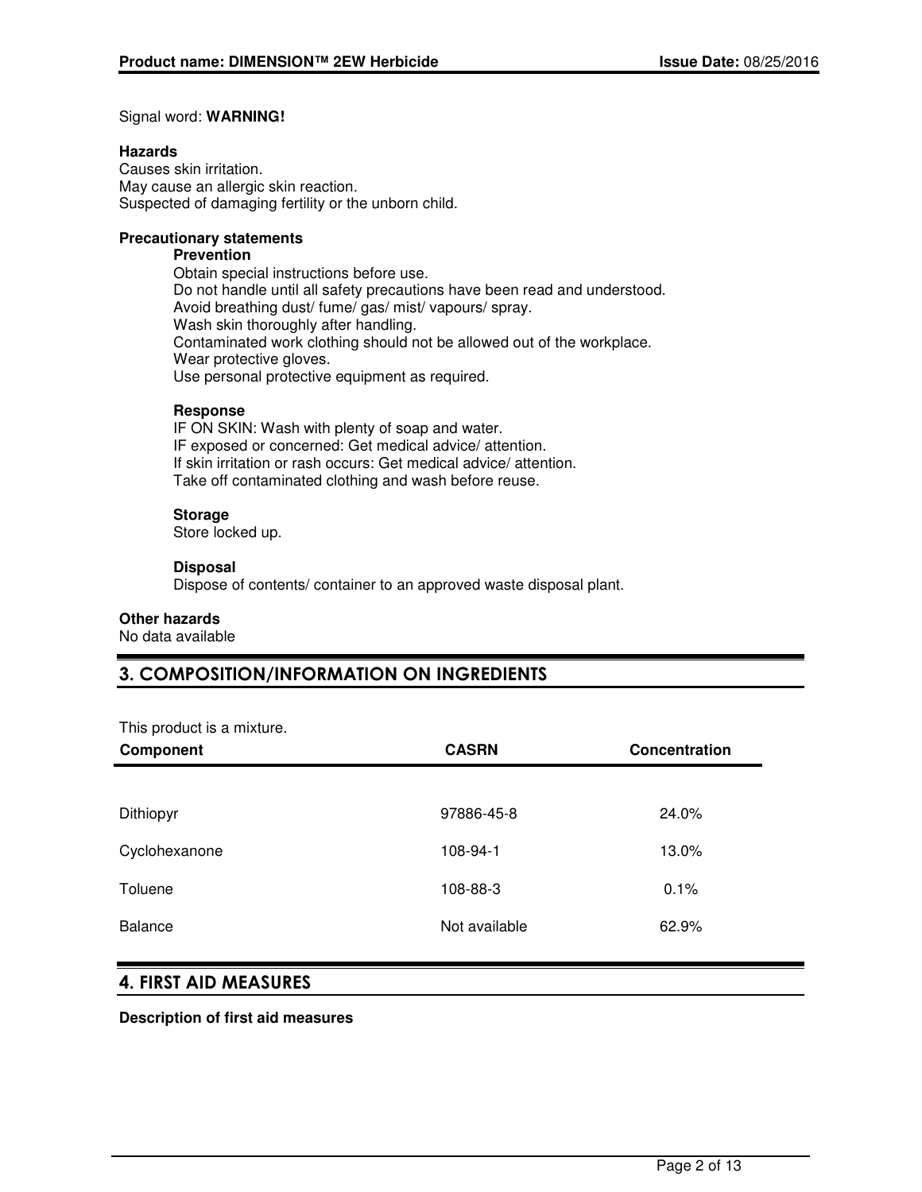Signal word: **WARNING!**

**Hazards**
Causes skin irritation.
May cause an allergic skin reaction.
Suspected of damaging fertility or the unborn child.

**Precautionary statements**

**Prevention**
Obtain special instructions before use.
Do not handle until all safety precautions have been read and understood.
Avoid breathing dust/ fume/ gas/ mist/ vapours/ spray.
Wash skin thoroughly after handling.
Contaminated work clothing should not be allowed out of the workplace.
Wear protective gloves.
Use personal protective equipment as required.

**Response**
IF ON SKIN: Wash with plenty of soap and water.
IF exposed or concerned: Get medical advice/ attention.
If skin irritation or rash occurs: Get medical advice/ attention.
Take off contaminated clothing and wash before reuse.

**Storage**
Store locked up.

**Disposal**
Dispose of contents/ container to an approved waste disposal plant.

**Other hazards**
No data available

## 3. COMPOSITION/INFORMATION ON INGREDIENTS

This product is a mixture.

| Component | CASRN | Concentration |
| --- | --- | --- |
| Dithiopyr | 97886-45-8 | 24.0% |
| Cyclohexanone | 108-94-1 | 13.0% |
| Toluene | 108-88-3 | 0.1% |
| Balance | Not available | 62.9% |

## 4. FIRST AID MEASURES

**Description of first aid measures**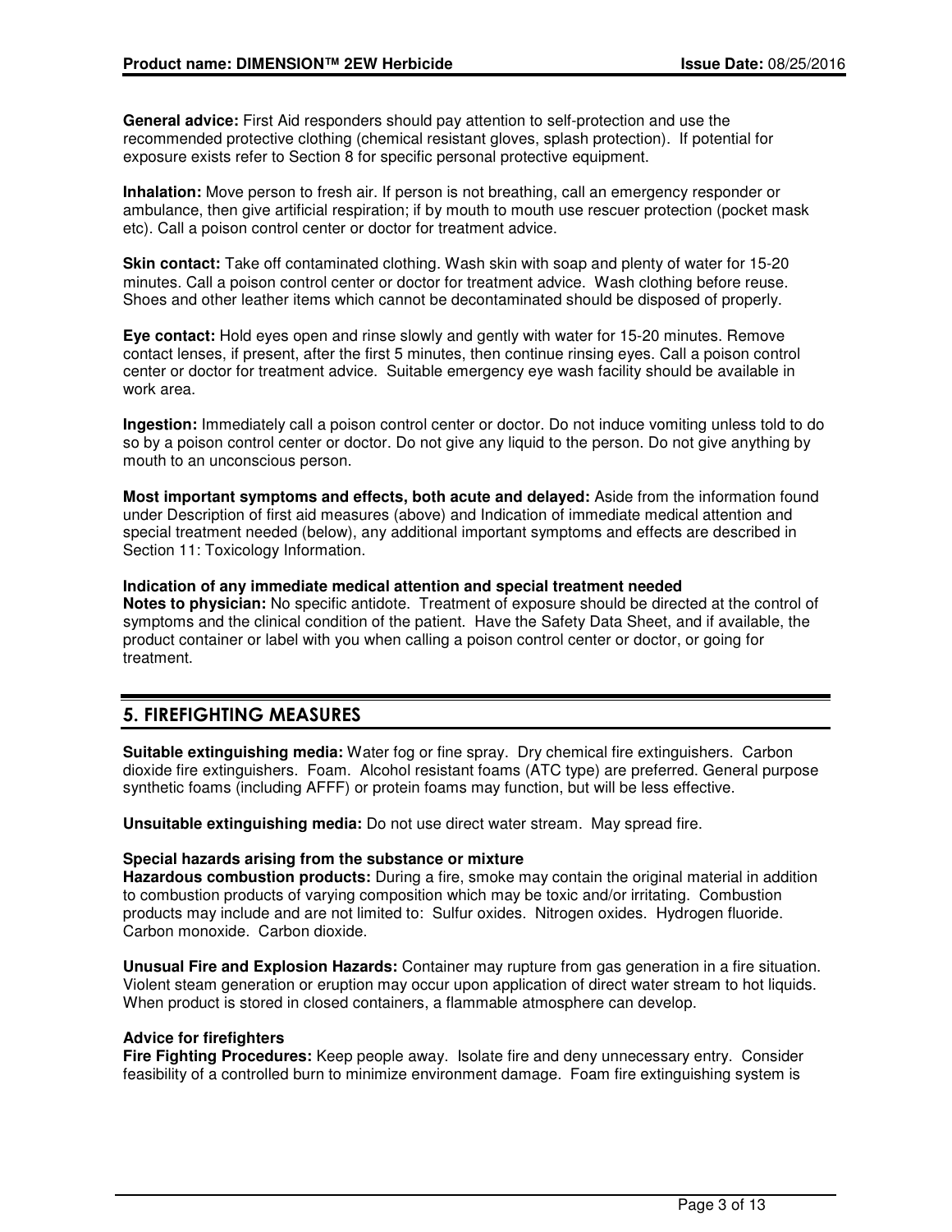**General advice:** First Aid responders should pay attention to self-protection and use the recommended protective clothing (chemical resistant gloves, splash protection). If potential for exposure exists refer to Section 8 for specific personal protective equipment.

**Inhalation:** Move person to fresh air. If person is not breathing, call an emergency responder or ambulance, then give artificial respiration; if by mouth to mouth use rescuer protection (pocket mask etc). Call a poison control center or doctor for treatment advice.

**Skin contact:** Take off contaminated clothing. Wash skin with soap and plenty of water for 15-20 minutes. Call a poison control center or doctor for treatment advice. Wash clothing before reuse. Shoes and other leather items which cannot be decontaminated should be disposed of properly.

**Eye contact:** Hold eyes open and rinse slowly and gently with water for 15-20 minutes. Remove contact lenses, if present, after the first 5 minutes, then continue rinsing eyes. Call a poison control center or doctor for treatment advice. Suitable emergency eye wash facility should be available in work area.

**Ingestion:** Immediately call a poison control center or doctor. Do not induce vomiting unless told to do so by a poison control center or doctor. Do not give any liquid to the person. Do not give anything by mouth to an unconscious person.

**Most important symptoms and effects, both acute and delayed:** Aside from the information found under Description of first aid measures (above) and Indication of immediate medical attention and special treatment needed (below), any additional important symptoms and effects are described in Section 11: Toxicology Information.

**Indication of any immediate medical attention and special treatment needed**

**Notes to physician:** No specific antidote. Treatment of exposure should be directed at the control of symptoms and the clinical condition of the patient. Have the Safety Data Sheet, and if available, the product container or label with you when calling a poison control center or doctor, or going for treatment.

## 5. FIREFIGHTING MEASURES

**Suitable extinguishing media:** Water fog or fine spray. Dry chemical fire extinguishers. Carbon dioxide fire extinguishers. Foam. Alcohol resistant foams (ATC type) are preferred. General purpose synthetic foams (including AFFF) or protein foams may function, but will be less effective.

**Unsuitable extinguishing media:** Do not use direct water stream. May spread fire.

**Special hazards arising from the substance or mixture**

**Hazardous combustion products:** During a fire, smoke may contain the original material in addition to combustion products of varying composition which may be toxic and/or irritating. Combustion products may include and are not limited to: Sulfur oxides. Nitrogen oxides. Hydrogen fluoride. Carbon monoxide. Carbon dioxide.

**Unusual Fire and Explosion Hazards:** Container may rupture from gas generation in a fire situation. Violent steam generation or eruption may occur upon application of direct water stream to hot liquids. When product is stored in closed containers, a flammable atmosphere can develop.

**Advice for firefighters**

**Fire Fighting Procedures:** Keep people away. Isolate fire and deny unnecessary entry. Consider feasibility of a controlled burn to minimize environment damage. Foam fire extinguishing system is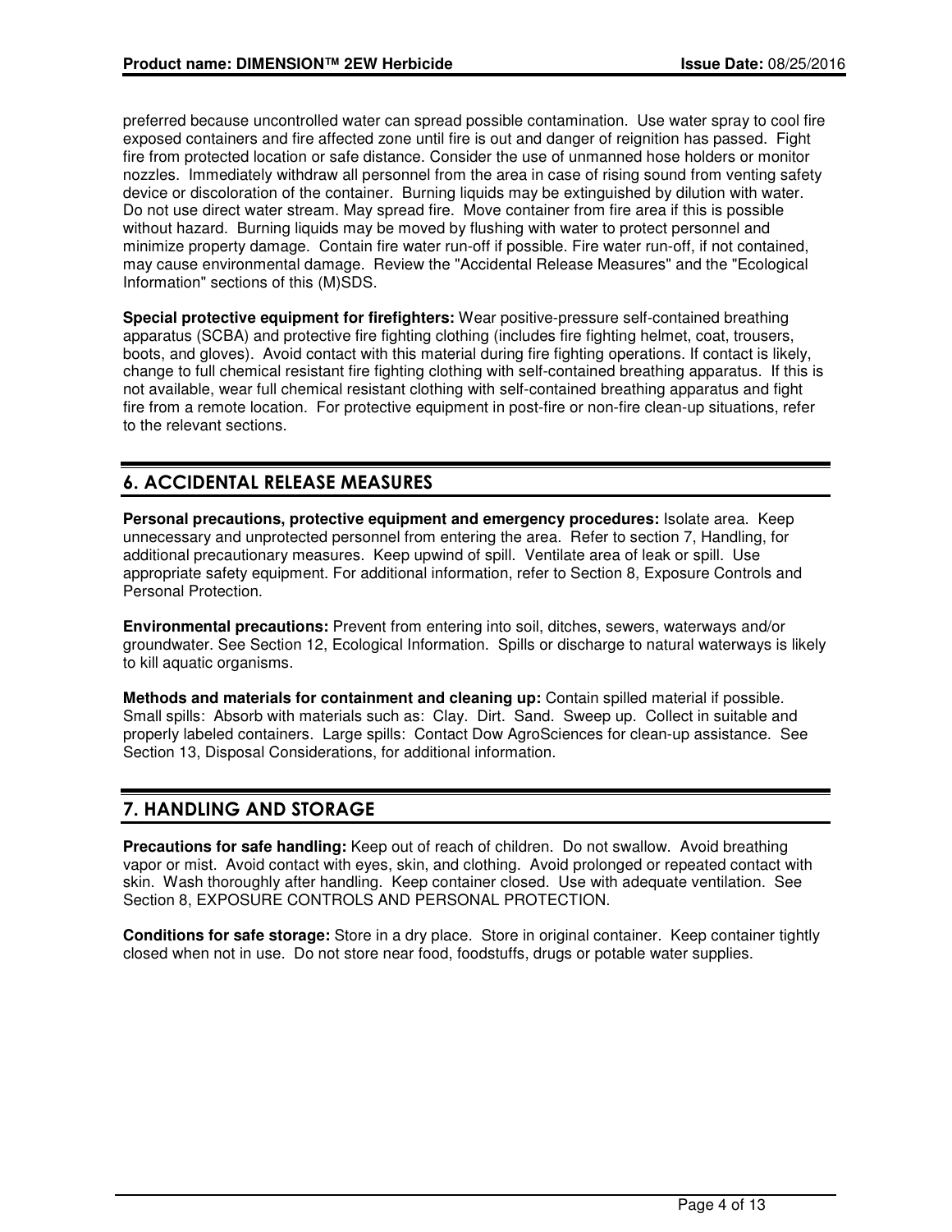preferred because uncontrolled water can spread possible contamination. Use water spray to cool fire exposed containers and fire affected zone until fire is out and danger of reignition has passed. Fight fire from protected location or safe distance. Consider the use of unmanned hose holders or monitor nozzles. Immediately withdraw all personnel from the area in case of rising sound from venting safety device or discoloration of the container. Burning liquids may be extinguished by dilution with water. Do not use direct water stream. May spread fire. Move container from fire area if this is possible without hazard. Burning liquids may be moved by flushing with water to protect personnel and minimize property damage. Contain fire water run-off if possible. Fire water run-off, if not contained, may cause environmental damage. Review the "Accidental Release Measures" and the "Ecological Information" sections of this (M)SDS.

**Special protective equipment for firefighters:** Wear positive-pressure self-contained breathing apparatus (SCBA) and protective fire fighting clothing (includes fire fighting helmet, coat, trousers, boots, and gloves). Avoid contact with this material during fire fighting operations. If contact is likely, change to full chemical resistant fire fighting clothing with self-contained breathing apparatus. If this is not available, wear full chemical resistant clothing with self-contained breathing apparatus and fight fire from a remote location. For protective equipment in post-fire or non-fire clean-up situations, refer to the relevant sections.

## 6. ACCIDENTAL RELEASE MEASURES

**Personal precautions, protective equipment and emergency procedures:** Isolate area. Keep unnecessary and unprotected personnel from entering the area. Refer to section 7, Handling, for additional precautionary measures. Keep upwind of spill. Ventilate area of leak or spill. Use appropriate safety equipment. For additional information, refer to Section 8, Exposure Controls and Personal Protection.

**Environmental precautions:** Prevent from entering into soil, ditches, sewers, waterways and/or groundwater. See Section 12, Ecological Information. Spills or discharge to natural waterways is likely to kill aquatic organisms.

**Methods and materials for containment and cleaning up:** Contain spilled material if possible. Small spills: Absorb with materials such as: Clay. Dirt. Sand. Sweep up. Collect in suitable and properly labeled containers. Large spills: Contact Dow AgroSciences for clean-up assistance. See Section 13, Disposal Considerations, for additional information.

## 7. HANDLING AND STORAGE

**Precautions for safe handling:** Keep out of reach of children. Do not swallow. Avoid breathing vapor or mist. Avoid contact with eyes, skin, and clothing. Avoid prolonged or repeated contact with skin. Wash thoroughly after handling. Keep container closed. Use with adequate ventilation. See Section 8, EXPOSURE CONTROLS AND PERSONAL PROTECTION.

**Conditions for safe storage:** Store in a dry place. Store in original container. Keep container tightly closed when not in use. Do not store near food, foodstuffs, drugs or potable water supplies.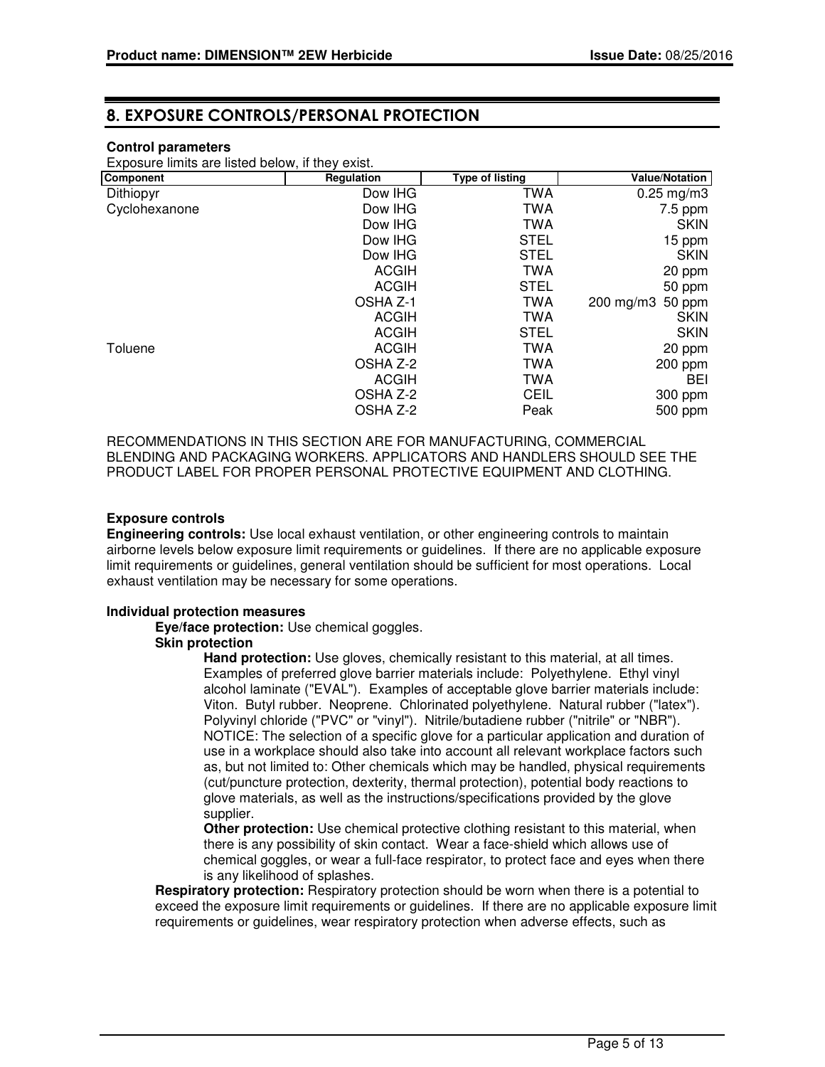## 8. EXPOSURE CONTROLS/PERSONAL PROTECTION

**Control parameters**

Exposure limits are listed below, if they exist.

| Component | Regulation | Type of listing | Value/Notation |
|---|---|---|---|
| Dithiopyr | Dow IHG | TWA | 0.25 mg/m3 |
| Cyclohexanone | Dow IHG | TWA | 7.5 ppm |
| | Dow IHG | TWA | SKIN |
| | Dow IHG | STEL | 15 ppm |
| | Dow IHG | STEL | SKIN |
| | ACGIH | TWA | 20 ppm |
| | ACGIH | STEL | 50 ppm |
| | OSHA Z-1 | TWA | 200 mg/m3 50 ppm |
| | ACGIH | TWA | SKIN |
| | ACGIH | STEL | SKIN |
| Toluene | ACGIH | TWA | 20 ppm |
| | OSHA Z-2 | TWA | 200 ppm |
| | ACGIH | TWA | BEI |
| | OSHA Z-2 | CEIL | 300 ppm |
| | OSHA Z-2 | Peak | 500 ppm |

RECOMMENDATIONS IN THIS SECTION ARE FOR MANUFACTURING, COMMERCIAL BLENDING AND PACKAGING WORKERS. APPLICATORS AND HANDLERS SHOULD SEE THE PRODUCT LABEL FOR PROPER PERSONAL PROTECTIVE EQUIPMENT AND CLOTHING.

**Exposure controls**

**Engineering controls:** Use local exhaust ventilation, or other engineering controls to maintain airborne levels below exposure limit requirements or guidelines. If there are no applicable exposure limit requirements or guidelines, general ventilation should be sufficient for most operations. Local exhaust ventilation may be necessary for some operations.

**Individual protection measures**

**Eye/face protection:** Use chemical goggles.

**Skin protection**

**Hand protection:** Use gloves, chemically resistant to this material, at all times. Examples of preferred glove barrier materials include: Polyethylene. Ethyl vinyl alcohol laminate ("EVAL"). Examples of acceptable glove barrier materials include: Viton. Butyl rubber. Neoprene. Chlorinated polyethylene. Natural rubber ("latex"). Polyvinyl chloride ("PVC" or "vinyl"). Nitrile/butadiene rubber ("nitrile" or "NBR"). NOTICE: The selection of a specific glove for a particular application and duration of use in a workplace should also take into account all relevant workplace factors such as, but not limited to: Other chemicals which may be handled, physical requirements (cut/puncture protection, dexterity, thermal protection), potential body reactions to glove materials, as well as the instructions/specifications provided by the glove supplier.

**Other protection:** Use chemical protective clothing resistant to this material, when there is any possibility of skin contact. Wear a face-shield which allows use of chemical goggles, or wear a full-face respirator, to protect face and eyes when there is any likelihood of splashes.

**Respiratory protection:** Respiratory protection should be worn when there is a potential to exceed the exposure limit requirements or guidelines. If there are no applicable exposure limit requirements or guidelines, wear respiratory protection when adverse effects, such as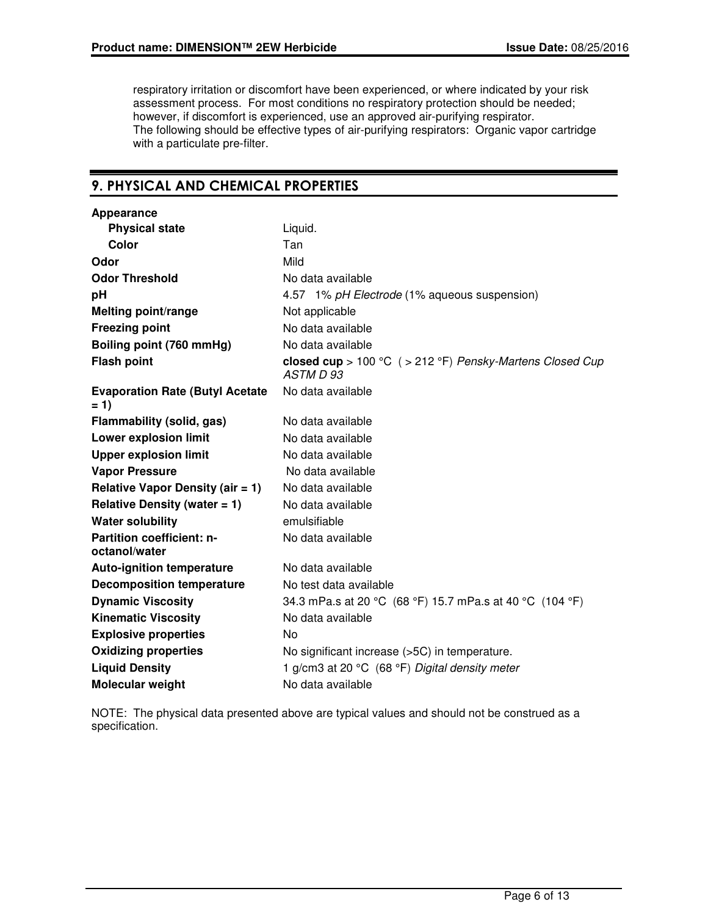respiratory irritation or discomfort have been experienced, or where indicated by your risk assessment process. For most conditions no respiratory protection should be needed; however, if discomfort is experienced, use an approved air-purifying respirator.
The following should be effective types of air-purifying respirators: Organic vapor cartridge with a particulate pre-filter.

## 9. PHYSICAL AND CHEMICAL PROPERTIES

| Property | Value |
|---|---|
| **Appearance** | |
| **Physical state** | Liquid. |
| **Color** | Tan |
| **Odor** | Mild |
| **Odor Threshold** | No data available |
| **pH** | 4.57 1% *pH Electrode* (1% aqueous suspension) |
| **Melting point/range** | Not applicable |
| **Freezing point** | No data available |
| **Boiling point (760 mmHg)** | No data available |
| **Flash point** | **closed cup** > 100 °C ( > 212 °F) *Pensky-Martens Closed Cup ASTM D 93* |
| **Evaporation Rate (Butyl Acetate = 1)** | No data available |
| **Flammability (solid, gas)** | No data available |
| **Lower explosion limit** | No data available |
| **Upper explosion limit** | No data available |
| **Vapor Pressure** | No data available |
| **Relative Vapor Density (air = 1)** | No data available |
| **Relative Density (water = 1)** | No data available |
| **Water solubility** | emulsifiable |
| **Partition coefficient: n-octanol/water** | No data available |
| **Auto-ignition temperature** | No data available |
| **Decomposition temperature** | No test data available |
| **Dynamic Viscosity** | 34.3 mPa.s at 20 °C (68 °F) 15.7 mPa.s at 40 °C (104 °F) |
| **Kinematic Viscosity** | No data available |
| **Explosive properties** | No |
| **Oxidizing properties** | No significant increase (>5C) in temperature. |
| **Liquid Density** | 1 g/cm3 at 20 °C (68 °F) *Digital density meter* |
| **Molecular weight** | No data available |

NOTE: The physical data presented above are typical values and should not be construed as a specification.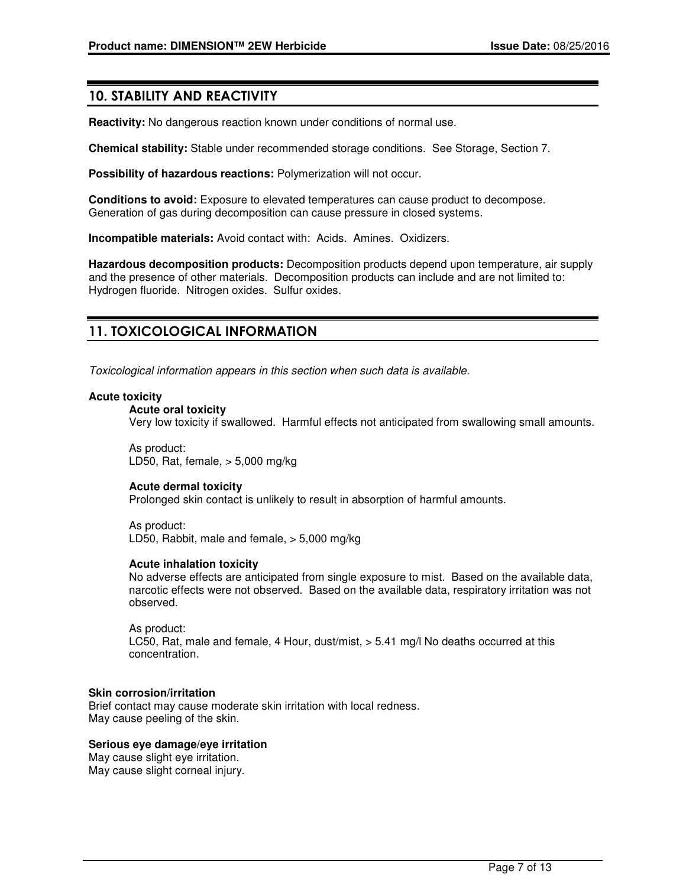## 10. STABILITY AND REACTIVITY

**Reactivity:** No dangerous reaction known under conditions of normal use.

**Chemical stability:** Stable under recommended storage conditions. See Storage, Section 7.

**Possibility of hazardous reactions:** Polymerization will not occur.

**Conditions to avoid:** Exposure to elevated temperatures can cause product to decompose. Generation of gas during decomposition can cause pressure in closed systems.

**Incompatible materials:** Avoid contact with: Acids. Amines. Oxidizers.

**Hazardous decomposition products:** Decomposition products depend upon temperature, air supply and the presence of other materials. Decomposition products can include and are not limited to: Hydrogen fluoride. Nitrogen oxides. Sulfur oxides.

## 11. TOXICOLOGICAL INFORMATION

*Toxicological information appears in this section when such data is available.*

**Acute toxicity**

**Acute oral toxicity**

Very low toxicity if swallowed. Harmful effects not anticipated from swallowing small amounts.

As product:
LD50, Rat, female, > 5,000 mg/kg

**Acute dermal toxicity**

Prolonged skin contact is unlikely to result in absorption of harmful amounts.

As product:
LD50, Rabbit, male and female, > 5,000 mg/kg

**Acute inhalation toxicity**

No adverse effects are anticipated from single exposure to mist. Based on the available data, narcotic effects were not observed. Based on the available data, respiratory irritation was not observed.

As product:
LC50, Rat, male and female, 4 Hour, dust/mist, > 5.41 mg/l No deaths occurred at this concentration.

**Skin corrosion/irritation**

Brief contact may cause moderate skin irritation with local redness.
May cause peeling of the skin.

**Serious eye damage/eye irritation**

May cause slight eye irritation.
May cause slight corneal injury.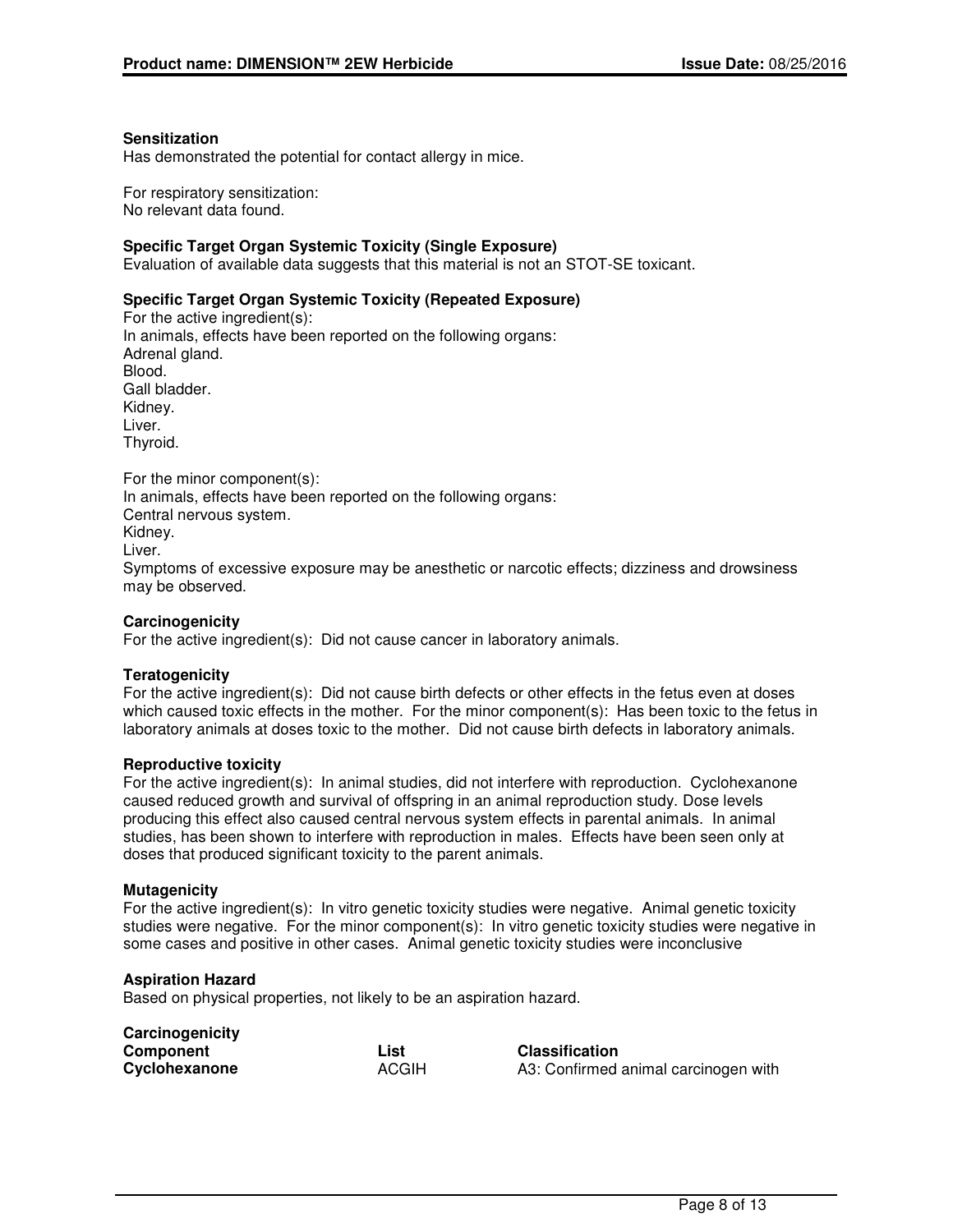**Sensitization**

Has demonstrated the potential for contact allergy in mice.

For respiratory sensitization:
No relevant data found.

**Specific Target Organ Systemic Toxicity (Single Exposure)**

Evaluation of available data suggests that this material is not an STOT-SE toxicant.

**Specific Target Organ Systemic Toxicity (Repeated Exposure)**

For the active ingredient(s):
In animals, effects have been reported on the following organs:
Adrenal gland.
Blood.
Gall bladder.
Kidney.
Liver.
Thyroid.

For the minor component(s):
In animals, effects have been reported on the following organs:
Central nervous system.
Kidney.
Liver.
Symptoms of excessive exposure may be anesthetic or narcotic effects; dizziness and drowsiness may be observed.

**Carcinogenicity**

For the active ingredient(s): Did not cause cancer in laboratory animals.

**Teratogenicity**

For the active ingredient(s): Did not cause birth defects or other effects in the fetus even at doses which caused toxic effects in the mother. For the minor component(s): Has been toxic to the fetus in laboratory animals at doses toxic to the mother. Did not cause birth defects in laboratory animals.

**Reproductive toxicity**

For the active ingredient(s): In animal studies, did not interfere with reproduction. Cyclohexanone caused reduced growth and survival of offspring in an animal reproduction study. Dose levels producing this effect also caused central nervous system effects in parental animals. In animal studies, has been shown to interfere with reproduction in males. Effects have been seen only at doses that produced significant toxicity to the parent animals.

**Mutagenicity**

For the active ingredient(s): In vitro genetic toxicity studies were negative. Animal genetic toxicity studies were negative. For the minor component(s): In vitro genetic toxicity studies were negative in some cases and positive in other cases. Animal genetic toxicity studies were inconclusive

**Aspiration Hazard**

Based on physical properties, not likely to be an aspiration hazard.

**Carcinogenicity**

| Component | List | Classification |
|---|---|---|
| **Cyclohexanone** | ACGIH | A3: Confirmed animal carcinogen with |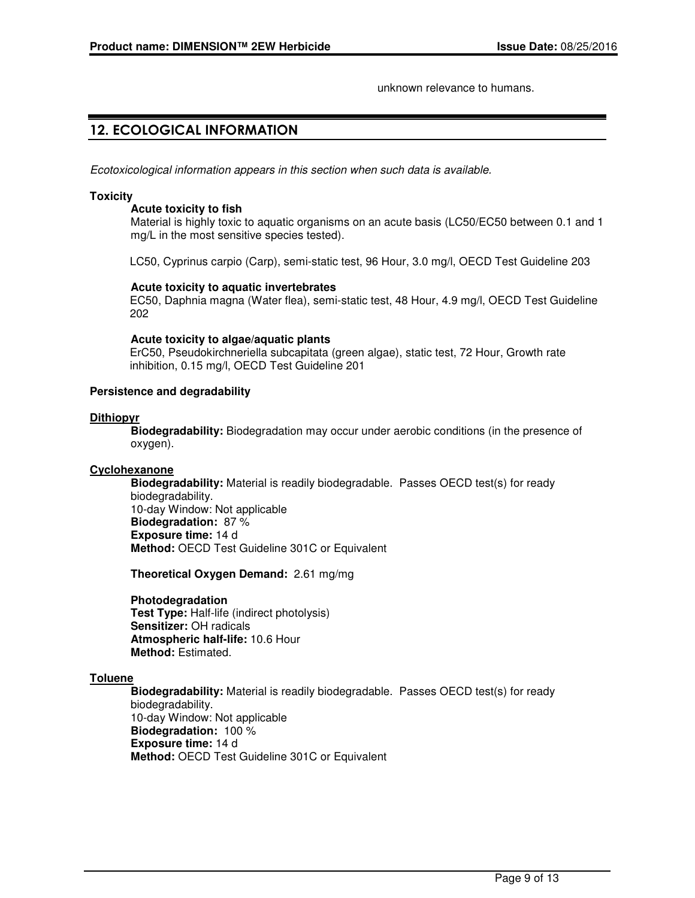unknown relevance to humans.

## 12. ECOLOGICAL INFORMATION

*Ecotoxicological information appears in this section when such data is available.*

**Toxicity**

**Acute toxicity to fish**

Material is highly toxic to aquatic organisms on an acute basis (LC50/EC50 between 0.1 and 1 mg/L in the most sensitive species tested).

LC50, Cyprinus carpio (Carp), semi-static test, 96 Hour, 3.0 mg/l, OECD Test Guideline 203

**Acute toxicity to aquatic invertebrates**

EC50, Daphnia magna (Water flea), semi-static test, 48 Hour, 4.9 mg/l, OECD Test Guideline 202

**Acute toxicity to algae/aquatic plants**

ErC50, Pseudokirchneriella subcapitata (green algae), static test, 72 Hour, Growth rate inhibition, 0.15 mg/l, OECD Test Guideline 201

**Persistence and degradability**

**Dithiopyr**

**Biodegradability:** Biodegradation may occur under aerobic conditions (in the presence of oxygen).

**Cyclohexanone**

**Biodegradability:** Material is readily biodegradable. Passes OECD test(s) for ready biodegradability.
10-day Window: Not applicable
**Biodegradation:** 87 %
**Exposure time:** 14 d
**Method:** OECD Test Guideline 301C or Equivalent

**Theoretical Oxygen Demand:** 2.61 mg/mg

**Photodegradation**
**Test Type:** Half-life (indirect photolysis)
**Sensitizer:** OH radicals
**Atmospheric half-life:** 10.6 Hour
**Method:** Estimated.

**Toluene**

**Biodegradability:** Material is readily biodegradable. Passes OECD test(s) for ready biodegradability.
10-day Window: Not applicable
**Biodegradation:** 100 %
**Exposure time:** 14 d
**Method:** OECD Test Guideline 301C or Equivalent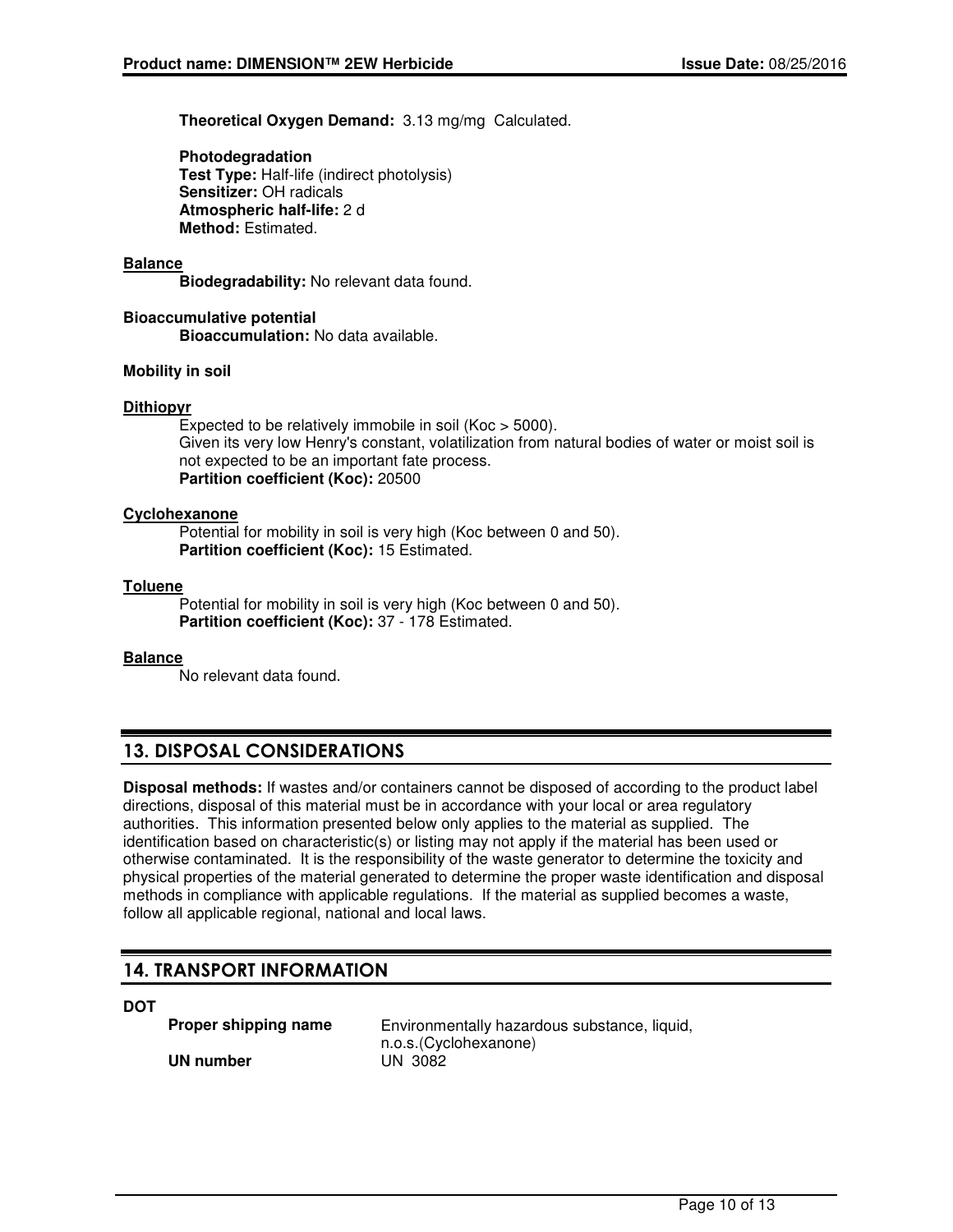**Theoretical Oxygen Demand:** 3.13 mg/mg Calculated.

**Photodegradation**
**Test Type:** Half-life (indirect photolysis)
**Sensitizer:** OH radicals
**Atmospheric half-life:** 2 d
**Method:** Estimated.

**Balance**
**Biodegradability:** No relevant data found.

**Bioaccumulative potential**
**Bioaccumulation:** No data available.

**Mobility in soil**

**Dithiopyr**
Expected to be relatively immobile in soil (Koc > 5000).
Given its very low Henry's constant, volatilization from natural bodies of water or moist soil is not expected to be an important fate process.
**Partition coefficient (Koc):** 20500

**Cyclohexanone**
Potential for mobility in soil is very high (Koc between 0 and 50).
**Partition coefficient (Koc):** 15 Estimated.

**Toluene**
Potential for mobility in soil is very high (Koc between 0 and 50).
**Partition coefficient (Koc):** 37 - 178 Estimated.

**Balance**
No relevant data found.

## 13. DISPOSAL CONSIDERATIONS

**Disposal methods:** If wastes and/or containers cannot be disposed of according to the product label directions, disposal of this material must be in accordance with your local or area regulatory authorities. This information presented below only applies to the material as supplied. The identification based on characteristic(s) or listing may not apply if the material has been used or otherwise contaminated. It is the responsibility of the waste generator to determine the toxicity and physical properties of the material generated to determine the proper waste identification and disposal methods in compliance with applicable regulations. If the material as supplied becomes a waste, follow all applicable regional, national and local laws.

## 14. TRANSPORT INFORMATION

**DOT**

| | |
|---|---|
| **Proper shipping name** | Environmentally hazardous substance, liquid, n.o.s.(Cyclohexanone) |
| **UN number** | UN 3082 |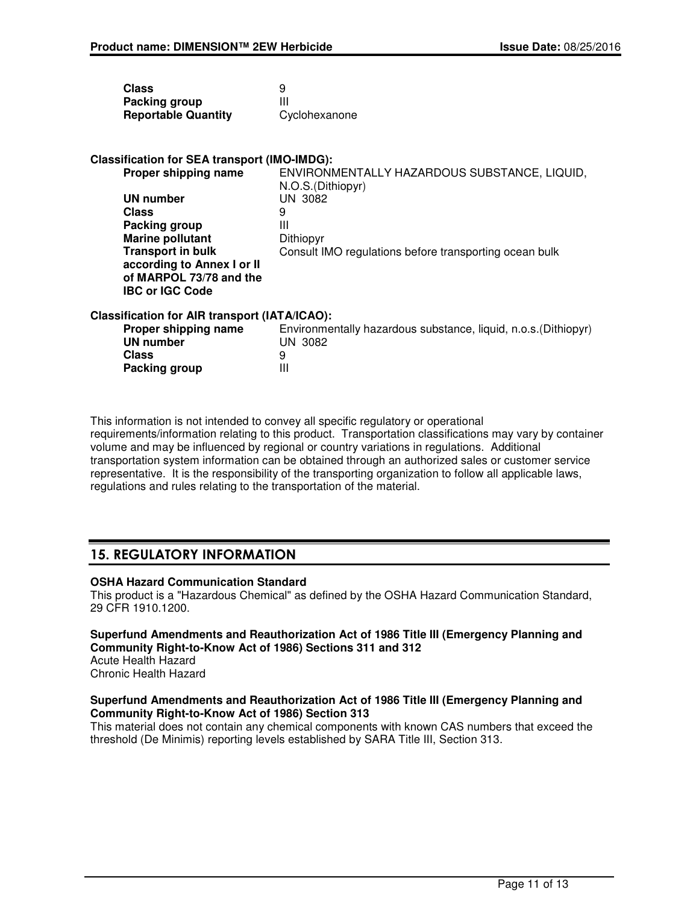| | |
|---|---|
| **Class** | 9 |
| **Packing group** | III |
| **Reportable Quantity** | Cyclohexanone |

**Classification for SEA transport (IMO-IMDG):**

| | |
|---|---|
| **Proper shipping name** | ENVIRONMENTALLY HAZARDOUS SUBSTANCE, LIQUID, N.O.S.(Dithiopyr) |
| **UN number** | UN 3082 |
| **Class** | 9 |
| **Packing group** | III |
| **Marine pollutant** | Dithiopyr |
| **Transport in bulk according to Annex I or II of MARPOL 73/78 and the IBC or IGC Code** | Consult IMO regulations before transporting ocean bulk |

**Classification for AIR transport (IATA/ICAO):**

| | |
|---|---|
| **Proper shipping name** | Environmentally hazardous substance, liquid, n.o.s.(Dithiopyr) |
| **UN number** | UN 3082 |
| **Class** | 9 |
| **Packing group** | III |

This information is not intended to convey all specific regulatory or operational requirements/information relating to this product. Transportation classifications may vary by container volume and may be influenced by regional or country variations in regulations. Additional transportation system information can be obtained through an authorized sales or customer service representative. It is the responsibility of the transporting organization to follow all applicable laws, regulations and rules relating to the transportation of the material.

## 15. REGULATORY INFORMATION

**OSHA Hazard Communication Standard**

This product is a "Hazardous Chemical" as defined by the OSHA Hazard Communication Standard, 29 CFR 1910.1200.

**Superfund Amendments and Reauthorization Act of 1986 Title III (Emergency Planning and Community Right-to-Know Act of 1986) Sections 311 and 312**

Acute Health Hazard
Chronic Health Hazard

**Superfund Amendments and Reauthorization Act of 1986 Title III (Emergency Planning and Community Right-to-Know Act of 1986) Section 313**

This material does not contain any chemical components with known CAS numbers that exceed the threshold (De Minimis) reporting levels established by SARA Title III, Section 313.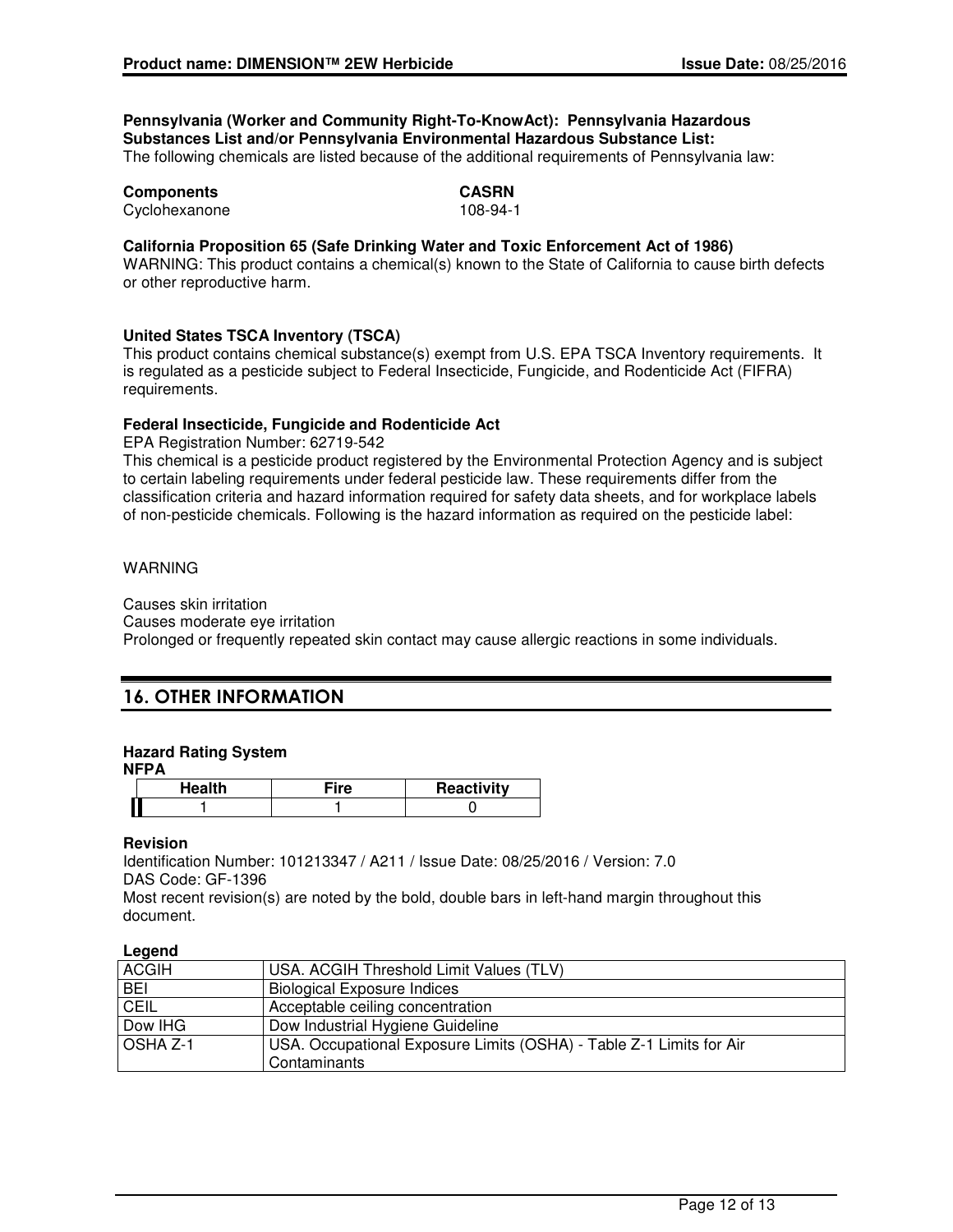**Pennsylvania (Worker and Community Right-To-KnowAct): Pennsylvania Hazardous Substances List and/or Pennsylvania Environmental Hazardous Substance List:**
The following chemicals are listed because of the additional requirements of Pennsylvania law:

| Components | CASRN |
|---|---|
| Cyclohexanone | 108-94-1 |

**California Proposition 65 (Safe Drinking Water and Toxic Enforcement Act of 1986)**
WARNING: This product contains a chemical(s) known to the State of California to cause birth defects or other reproductive harm.

**United States TSCA Inventory (TSCA)**
This product contains chemical substance(s) exempt from U.S. EPA TSCA Inventory requirements. It is regulated as a pesticide subject to Federal Insecticide, Fungicide, and Rodenticide Act (FIFRA) requirements.

**Federal Insecticide, Fungicide and Rodenticide Act**
EPA Registration Number: 62719-542
This chemical is a pesticide product registered by the Environmental Protection Agency and is subject to certain labeling requirements under federal pesticide law. These requirements differ from the classification criteria and hazard information required for safety data sheets, and for workplace labels of non-pesticide chemicals. Following is the hazard information as required on the pesticide label:

WARNING

Causes skin irritation
Causes moderate eye irritation
Prolonged or frequently repeated skin contact may cause allergic reactions in some individuals.

## 16. OTHER INFORMATION

**Hazard Rating System**
**NFPA**

| Health | Fire | Reactivity |
|---|---|---|
| 1 | 1 | 0 |

**Revision**
Identification Number: 101213347 / A211 / Issue Date: 08/25/2016 / Version: 7.0
DAS Code: GF-1396
Most recent revision(s) are noted by the bold, double bars in left-hand margin throughout this document.

**Legend**

| | |
|---|---|
| ACGIH | USA. ACGIH Threshold Limit Values (TLV) |
| BEI | Biological Exposure Indices |
| CEIL | Acceptable ceiling concentration |
| Dow IHG | Dow Industrial Hygiene Guideline |
| OSHA Z-1 | USA. Occupational Exposure Limits (OSHA) - Table Z-1 Limits for Air Contaminants |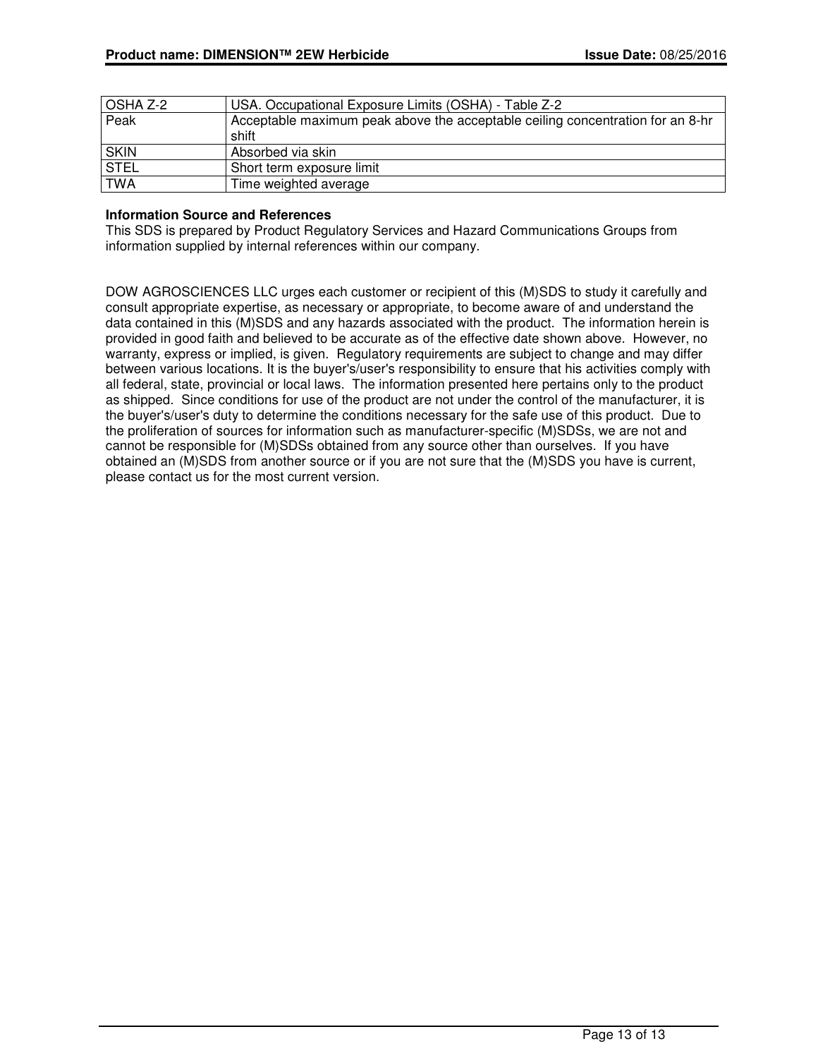| | |
|---|---|
| OSHA Z-2 | USA. Occupational Exposure Limits (OSHA) - Table Z-2 |
| Peak | Acceptable maximum peak above the acceptable ceiling concentration for an 8-hr shift |
| SKIN | Absorbed via skin |
| STEL | Short term exposure limit |
| TWA | Time weighted average |

**Information Source and References**
This SDS is prepared by Product Regulatory Services and Hazard Communications Groups from information supplied by internal references within our company.

DOW AGROSCIENCES LLC urges each customer or recipient of this (M)SDS to study it carefully and consult appropriate expertise, as necessary or appropriate, to become aware of and understand the data contained in this (M)SDS and any hazards associated with the product. The information herein is provided in good faith and believed to be accurate as of the effective date shown above. However, no warranty, express or implied, is given. Regulatory requirements are subject to change and may differ between various locations. It is the buyer's/user's responsibility to ensure that his activities comply with all federal, state, provincial or local laws. The information presented here pertains only to the product as shipped. Since conditions for use of the product are not under the control of the manufacturer, it is the buyer's/user's duty to determine the conditions necessary for the safe use of this product. Due to the proliferation of sources for information such as manufacturer-specific (M)SDSs, we are not and cannot be responsible for (M)SDSs obtained from any source other than ourselves. If you have obtained an (M)SDS from another source or if you are not sure that the (M)SDS you have is current, please contact us for the most current version.